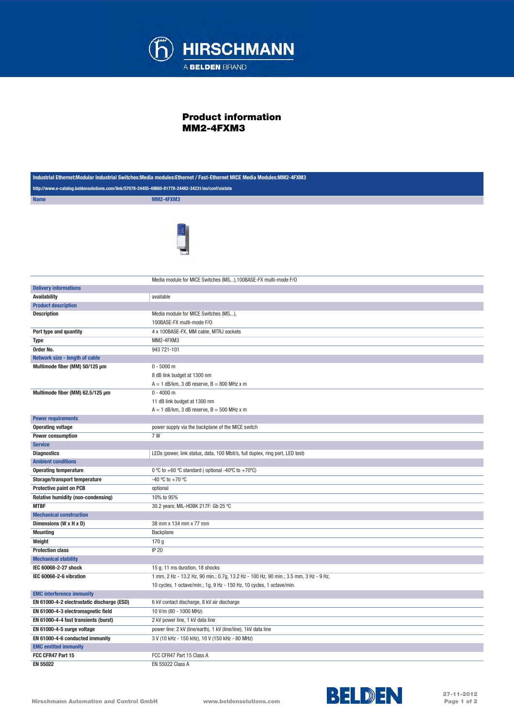# Product information
## MM2-4FXM3

| Industrial Ethernet:Modular Industrial Switches:Media modules:Ethernet / Fast-Ethernet MICE Media Modules:MM2-4FXM3 | |
|---|---|
| http://www.e-catalog.beldensolutions.com/link/57078-24455-49860-81778-24482-34231/en/conf/uistate | |
| **Name** | **MM2-4FXM3** |
| | Media module for MICE Switches (MS...),100BASE-FX multi-mode F/O |
| **Delivery informations** | |
| Availability | available |
| **Product description** | |
| Description | Media module for MICE Switches (MS...),<br>100BASE-FX multi-mode F/O |
| Port type and quantity | 4 x 100BASE-FX, MM cable, MTRJ sockets |
| Type | MM2-4FXM3 |
| Order No. | 943 721-101 |
| **Network size - length of cable** | |
| Multimode fiber (MM) 50/125 µm | 0 - 5000 m<br>8 dB link budget at 1300 nm<br>A = 1 dB/km, 3 dB reserve, B = 800 MHz x m |
| Multimode fiber (MM) 62.5/125 µm | 0 - 4000 m<br>11 dB link budget at 1300 nm<br>A = 1 dB/km, 3 dB reserve, B = 500 MHz x m |
| **Power requirements** | |
| Operating voltage | power supply via the backplane of the MICE switch |
| Power consumption | 7 W |
| **Service** | |
| Diagnostics | LEDs (power, link status, data, 100 Mbit/s, full duplex, ring port, LED test) |
| **Ambient conditions** | |
| Operating temperature | 0 °C to +60 °C standard ( optional -40ºC to +70ºC) |
| Storage/transport temperature | -40 °C to +70 °C |
| Protective paint on PCB | optional |
| Relative humidity (non-condensing) | 10% to 95% |
| MTBF | 30.2 years; MIL-HDBK 217F: Gb 25 °C |
| **Mechanical construction** | |
| Dimensions (W x H x D) | 38 mm x 134 mm x 77 mm |
| Mounting | Backplane |
| Weight | 170 g |
| Protection class | IP 20 |
| **Mechanical stability** | |
| IEC 60068-2-27 shock | 15 g, 11 ms duration, 18 shocks |
| IEC 60068-2-6 vibration | 1 mm, 2 Hz - 13.2 Hz, 90 min.; 0.7g, 13.2 Hz - 100 Hz, 90 min.; 3.5 mm, 3 Hz - 9 Hz,<br>10 cycles, 1 octave/min.; 1g, 9 Hz - 150 Hz, 10 cycles, 1 octave/min. |
| **EMC interference immunity** | |
| EN 61000-4-2 electrostatic discharge (ESD) | 6 kV contact discharge, 8 kV air discharge |
| EN 61000-4-3 electromagnetic field | 10 V/m (80 - 1000 MHz) |
| EN 61000-4-4 fast transients (burst) | 2 kV power line, 1 kV data line |
| EN 61000-4-5 surge voltage | power line: 2 kV (line/earth), 1 kV (line/line), 1kV data line |
| EN 61000-4-6 conducted immunity | 3 V (10 kHz - 150 kHz), 10 V (150 kHz - 80 MHz) |
| **EMC emitted immunity** | |
| FCC CFR47 Part 15 | FCC CFR47 Part 15 Class A |
| EN 55022 | EN 55022 Class A |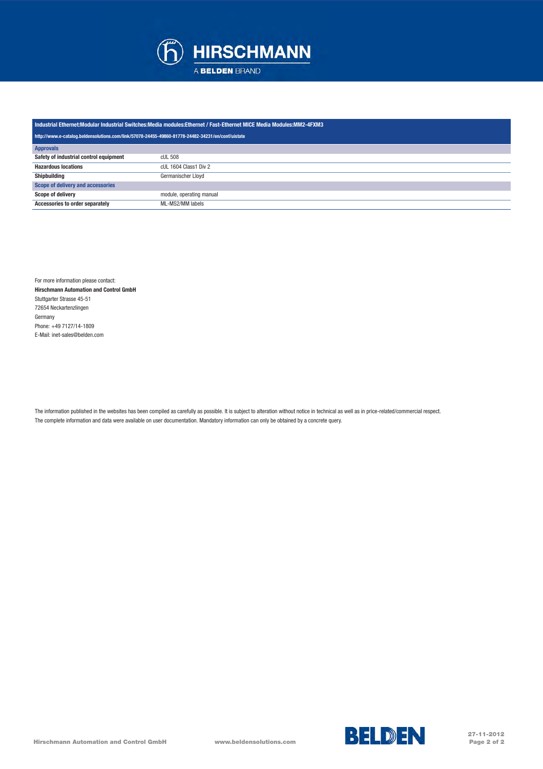**Industrial Ethernet:Modular Industrial Switches:Media modules:Ethernet / Fast-Ethernet MICE Media Modules:MM2-4FXM3**

http://www.e-catalog.beldensolutions.com/link/57078-24455-49860-81778-24482-34231/en/conf/uistate

| | |
|---|---|
| **Approvals** | |
| **Safety of industrial control equipment** | cUL 508 |
| **Hazardous locations** | cUL 1604 Class1 Div 2 |
| **Shipbuilding** | Germanischer Lloyd |
| **Scope of delivery and accessories** | |
| **Scope of delivery** | module, operating manual |
| **Accessories to order separately** | ML-MS2/MM labels |

For more information please contact:
**Hirschmann Automation and Control GmbH**
Stuttgarter Strasse 45-51
72654 Neckartenzlingen
Germany
Phone: +49 7127/14-1809
E-Mail: inet-sales@belden.com

The information published in the websites has been compiled as carefully as possible. It is subject to alteration without notice in technical as well as in price-related/commercial respect.
The complete information and data were available on user documentation. Mandatory information can only be obtained by a concrete query.